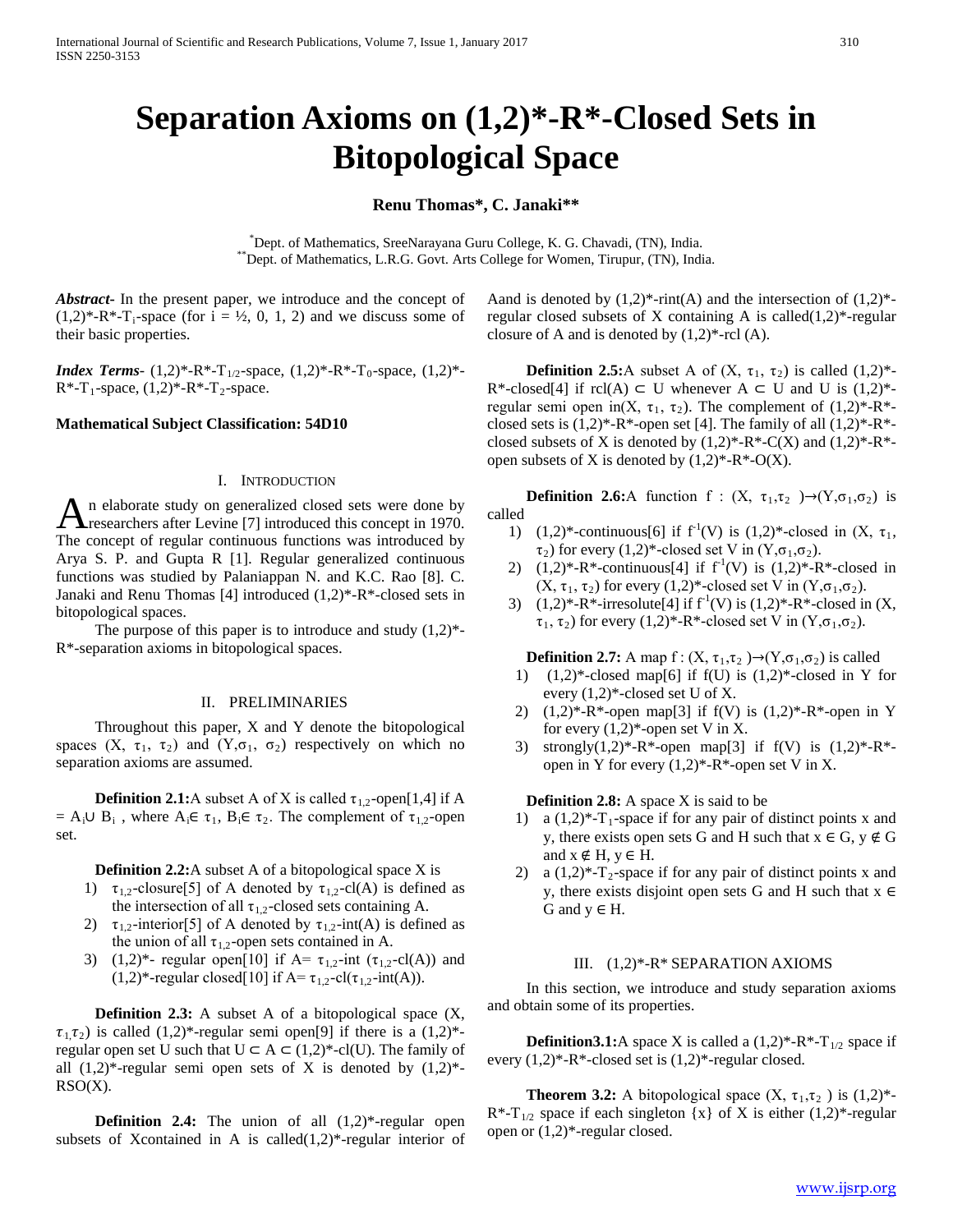# Separation Axioms on (1,2)*-R*-Closed Sets in Bitopological Space

**Renu Thomas*, C. Janaki****

*Dept. of Mathematics, SreeNarayana Guru College, K. G. Chavadi, (TN), India.
**Dept. of Mathematics, L.R.G. Govt. Arts College for Women, Tirupur, (TN), India.

***Abstract-*** In the present paper, we introduce and the concept of (1,2)*-R*-$T_i$-space (for i = ½, 0, 1, 2) and we discuss some of their basic properties.

***Index Terms-*** (1,2)*-R*-$T_{1/2}$-space, (1,2)*-R*-$T_0$-space, (1,2)*-R*-$T_1$-space, (1,2)*-R*-$T_2$-space.

**Mathematical Subject Classification: 54D10**

## I. Introduction

An elaborate study on generalized closed sets were done by researchers after Levine [7] introduced this concept in 1970. The concept of regular continuous functions was introduced by Arya S. P. and Gupta R [1]. Regular generalized continuous functions was studied by Palaniappan N. and K.C. Rao [8]. C. Janaki and Renu Thomas [4] introduced (1,2)*-R*-closed sets in bitopological spaces.

The purpose of this paper is to introduce and study (1,2)*-R*-separation axioms in bitopological spaces.

## II. Preliminaries

Throughout this paper, X and Y denote the bitopological spaces (X, $\tau_1$, $\tau_2$) and (Y,$\sigma_1$, $\sigma_2$) respectively on which no separation axioms are assumed.

**Definition 2.1:**A subset A of X is called $\tau_{1,2}$-open[1,4] if A = $A_i \cup B_i$ , where $A_i \in \tau_1$, $B_i \in \tau_2$. The complement of $\tau_{1,2}$-open set.

**Definition 2.2:**A subset A of a bitopological space X is

1) $\tau_{1,2}$-closure[5] of A denoted by $\tau_{1,2}$-cl(A) is defined as the intersection of all $\tau_{1,2}$-closed sets containing A.
2) $\tau_{1,2}$-interior[5] of A denoted by $\tau_{1,2}$-int(A) is defined as the union of all $\tau_{1,2}$-open sets contained in A.
3) (1,2)*- regular open[10] if A= $\tau_{1,2}$-int ($\tau_{1,2}$-cl(A)) and (1,2)*-regular closed[10] if A= $\tau_{1,2}$-cl($\tau_{1,2}$-int(A)).

**Definition 2.3:** A subset A of a bitopological space (X, $\tau_1$,$\tau_2$) is called (1,2)*-regular semi open[9] if there is a (1,2)*-regular open set U such that U ⊂ A ⊂ (1,2)*-cl(U). The family of all (1,2)*-regular semi open sets of X is denoted by (1,2)*-RSO(X).

**Definition 2.4:** The union of all (1,2)*-regular open subsets of Xcontained in A is called(1,2)*-regular interior of Aand is denoted by (1,2)*-rint(A) and the intersection of (1,2)*-regular closed subsets of X containing A is called(1,2)*-regular closure of A and is denoted by (1,2)*-rcl (A).

**Definition 2.5:**A subset A of (X, $\tau_1$, $\tau_2$) is called (1,2)*-R*-closed[4] if rcl(A) ⊂ U whenever A ⊂ U and U is (1,2)*-regular semi open in(X, $\tau_1$, $\tau_2$). The complement of (1,2)*-R*-closed sets is (1,2)*-R*-open set [4]. The family of all (1,2)*-R*-closed subsets of X is denoted by (1,2)*-R*-C(X) and (1,2)*-R*-open subsets of X is denoted by (1,2)*-R*-O(X).

**Definition 2.6:**A function f : (X, $\tau_1$,$\tau_2$ )→(Y,$\sigma_1$,$\sigma_2$) is called

1) (1,2)*-continuous[6] if $f^{-1}(V)$ is (1,2)*-closed in (X, $\tau_1$, $\tau_2$) for every (1,2)*-closed set V in (Y,$\sigma_1$,$\sigma_2$).
2) (1,2)*-R*-continuous[4] if $f^{-1}(V)$ is (1,2)*-R*-closed in (X, $\tau_1$, $\tau_2$) for every (1,2)*-closed set V in (Y,$\sigma_1$,$\sigma_2$).
3) (1,2)*-R*-irresolute[4] if $f^{-1}(V)$ is (1,2)*-R*-closed in (X, $\tau_1$, $\tau_2$) for every (1,2)*-R*-closed set V in (Y,$\sigma_1$,$\sigma_2$).

**Definition 2.7:** A map f : (X, $\tau_1$,$\tau_2$ )→(Y,$\sigma_1$,$\sigma_2$) is called

1) (1,2)*-closed map[6] if f(U) is (1,2)*-closed in Y for every (1,2)*-closed set U of X.
2) (1,2)*-R*-open map[3] if f(V) is (1,2)*-R*-open in Y for every (1,2)*-open set V in X.
3) strongly(1,2)*-R*-open map[3] if f(V) is (1,2)*-R*-open in Y for every (1,2)*-R*-open set V in X.

**Definition 2.8:** A space X is said to be

1) a (1,2)*-$T_1$-space if for any pair of distinct points x and y, there exists open sets G and H such that x ∈ G, y ∉ G and x ∉ H, y ∈ H.
2) a (1,2)*-$T_2$-space if for any pair of distinct points x and y, there exists disjoint open sets G and H such that x ∈ G and y ∈ H.

## III. (1,2)*-R* SEPARATION AXIOMS

In this section, we introduce and study separation axioms and obtain some of its properties.

**Definition3.1:**A space X is called a (1,2)*-R*-$T_{1/2}$ space if every (1,2)*-R*-closed set is (1,2)*-regular closed.

**Theorem 3.2:** A bitopological space (X, $\tau_1$,$\tau_2$ ) is (1,2)*-R*-$T_{1/2}$ space if each singleton {x} of X is either (1,2)*-regular open or (1,2)*-regular closed.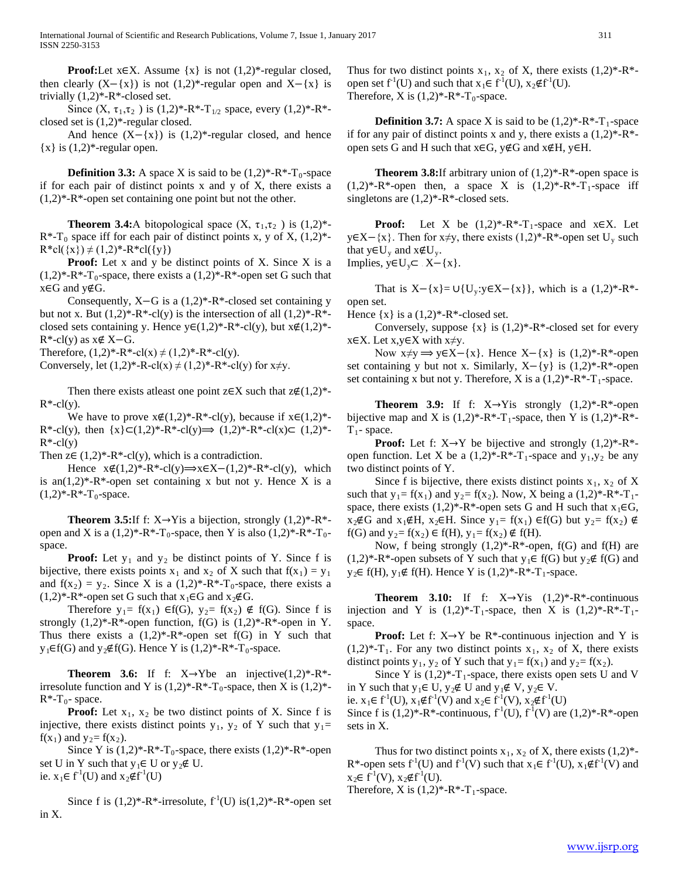**Proof:** Let $x \in X$. Assume $\{x\}$ is not $(1,2)^*$-regular closed, then clearly $(X - \{x\})$ is not $(1,2)^*$-regular open and $X - \{x\}$ is trivially $(1,2)^*$-R*-closed set.

Since $(X, \tau_1, \tau_2)$ is $(1,2)^*$-R*-$T_{1/2}$ space, every $(1,2)^*$-R*-closed set is $(1,2)^*$-regular closed.

And hence $(X - \{x\})$ is $(1,2)^*$-regular closed, and hence $\{x\}$ is $(1,2)^*$-regular open.

**Definition 3.3:** A space X is said to be $(1,2)^*$-R*-$T_0$-space if for each pair of distinct points x and y of X, there exists a $(1,2)^*$-R*-open set containing one point but not the other.

**Theorem 3.4:** A bitopological space $(X, \tau_1, \tau_2)$ is $(1,2)^*$-R*-$T_0$ space iff for each pair of distinct points x, y of X, $(1,2)^*$-R*cl$(\{x\}) \neq (1,2)^*$-R*cl$(\{y\})$

**Proof:** Let x and y be distinct points of X. Since X is a $(1,2)^*$-R*-$T_0$-space, there exists a $(1,2)^*$-R*-open set G such that $x \in G$ and $y \notin G$.

Consequently, $X - G$ is a $(1,2)^*$-R*-closed set containing y but not x. But $(1,2)^*$-R*-cl(y) is the intersection of all $(1,2)^*$-R*-closed sets containing y. Hence $y \in (1,2)^*$-R*-cl(y), but $x \notin (1,2)^*$-R*-cl(y) as $x \notin X - G$.

Therefore, $(1,2)^*$-R*-cl(x) $\neq$ $(1,2)^*$-R*-cl(y).

Conversely, let $(1,2)^*$-R-cl(x) $\neq$ $(1,2)^*$-R*-cl(y) for $x \neq y$.

Then there exists atleast one point $z \in X$ such that $z \notin (1,2)^*$-R*-cl(y).

We have to prove $x \notin (1,2)^*$-R*-cl(y), because if $x \in (1,2)^*$-R*-cl(y), then $\{x\} \subset (1,2)^*$-R*-cl(y) $\Longrightarrow$ $(1,2)^*$-R*-cl(x) $\subset$ $(1,2)^*$-R*-cl(y)

Then $z \in (1,2)^*$-R*-cl(y), which is a contradiction.

Hence $x \notin (1,2)^*$-R*-cl(y) $\Longrightarrow x \in X - (1,2)^*$-R*-cl(y), which is an $(1,2)^*$-R*-open set containing x but not y. Hence X is a $(1,2)^*$-R*-$T_0$-space.

**Theorem 3.5:** If f: X→Y is a bijection, strongly $(1,2)^*$-R*-open and X is a $(1,2)^*$-R*-$T_0$-space, then Y is also $(1,2)^*$-R*-$T_0$-space.

**Proof:** Let $y_1$ and $y_2$ be distinct points of Y. Since f is bijective, there exists points $x_1$ and $x_2$ of X such that $f(x_1) = y_1$ and $f(x_2) = y_2$. Since X is a $(1,2)^*$-R*-$T_0$-space, there exists a $(1,2)^*$-R*-open set G such that $x_1 \in G$ and $x_2 \notin G$.

Therefore $y_1 = f(x_1) \in f(G)$, $y_2 = f(x_2) \notin f(G)$. Since f is strongly $(1,2)^*$-R*-open function, f(G) is $(1,2)^*$-R*-open in Y. Thus there exists a $(1,2)^*$-R*-open set f(G) in Y such that $y_1 \in f(G)$ and $y_2 \notin f(G)$. Hence Y is $(1,2)^*$-R*-$T_0$-space.

**Theorem 3.6:** If f: X→Y be an injective $(1,2)^*$-R*-irresolute function and Y is $(1,2)^*$-R*-$T_0$-space, then X is $(1,2)^*$-R*-$T_0$- space.

**Proof:** Let $x_1$, $x_2$ be two distinct points of X. Since f is injective, there exists distinct points $y_1$, $y_2$ of Y such that $y_1 = f(x_1)$ and $y_2 = f(x_2)$.

Since Y is $(1,2)^*$-R*-$T_0$-space, there exists $(1,2)^*$-R*-open set U in Y such that $y_1 \in U$ or $y_2 \notin U$.

ie. $x_1 \in f^{-1}(U)$ and $x_2 \notin f^{-1}(U)$

Since f is $(1,2)^*$-R*-irresolute, $f^{-1}(U)$ is $(1,2)^*$-R*-open set in X.

Thus for two distinct points $x_1$, $x_2$ of X, there exists $(1,2)^*$-R*-open set $f^{-1}(U)$ and such that $x_1 \in f^{-1}(U)$, $x_2 \notin f^{-1}(U)$.

Therefore, X is $(1,2)^*$-R*-$T_0$-space.

**Definition 3.7:** A space X is said to be $(1,2)^*$-R*-$T_1$-space if for any pair of distinct points x and y, there exists a $(1,2)^*$-R*-open sets G and H such that $x \in G$, $y \notin G$ and $x \notin H$, $y \in H$.

**Theorem 3.8:** If arbitrary union of $(1,2)^*$-R*-open space is $(1,2)^*$-R*-open then, a space X is $(1,2)^*$-R*-$T_1$-space iff singletons are $(1,2)^*$-R*-closed sets.

**Proof:** Let X be $(1,2)^*$-R*-$T_1$-space and $x \in X$. Let $y \in X - \{x\}$. Then for $x \neq y$, there exists $(1,2)^*$-R*-open set $U_y$ such that $y \in U_y$ and $x \notin U_y$.

Implies, $y \in U_y \subset X - \{x\}$.

That is $X - \{x\} = \cup\{U_y : y \in X - \{x\}\}$, which is a $(1,2)^*$-R*-open set.

Hence $\{x\}$ is a $(1,2)^*$-R*-closed set.

Conversely, suppose $\{x\}$ is $(1,2)^*$-R*-closed set for every $x \in X$. Let $x, y \in X$ with $x \neq y$.

Now $x \neq y \Longrightarrow y \in X - \{x\}$. Hence $X - \{x\}$ is $(1,2)^*$-R*-open set containing y but not x. Similarly, $X - \{y\}$ is $(1,2)^*$-R*-open set containing x but not y. Therefore, X is a $(1,2)^*$-R*-$T_1$-space.

**Theorem 3.9:** If f: X→Y is strongly $(1,2)^*$-R*-open bijective map and X is $(1,2)^*$-R*-$T_1$-space, then Y is $(1,2)^*$-R*-$T_1$- space.

**Proof:** Let f: X→Y be bijective and strongly $(1,2)^*$-R*-open function. Let X be a $(1,2)^*$-R*-$T_1$-space and $y_1, y_2$ be any two distinct points of Y.

Since f is bijective, there exists distinct points $x_1$, $x_2$ of X such that $y_1 = f(x_1)$ and $y_2 = f(x_2)$. Now, X being a $(1,2)^*$-R*-$T_1$-space, there exists $(1,2)^*$-R*-open sets G and H such that $x_1 \in G$, $x_2 \notin G$ and $x_1 \notin H$, $x_2 \in H$. Since $y_1 = f(x_1) \in f(G)$ but $y_2 = f(x_2) \notin f(G)$ and $y_2 = f(x_2) \in f(H)$, $y_1 = f(x_2) \notin f(H)$.

Now, f being strongly $(1,2)^*$-R*-open, f(G) and f(H) are $(1,2)^*$-R*-open subsets of Y such that $y_1 \in f(G)$ but $y_2 \notin f(G)$ and $y_2 \in f(H)$, $y_1 \notin f(H)$. Hence Y is $(1,2)^*$-R*-$T_1$-space.

**Theorem 3.10:** If f: X→Y is $(1,2)^*$-R*-continuous injection and Y is $(1,2)^*$-$T_1$-space, then X is $(1,2)^*$-R*-$T_1$-space.

**Proof:** Let f: X→Y be R*-continuous injection and Y is $(1,2)^*$-$T_1$. For any two distinct points $x_1$, $x_2$ of X, there exists distinct points $y_1$, $y_2$ of Y such that $y_1 = f(x_1)$ and $y_2 = f(x_2)$.

Since Y is $(1,2)^*$-$T_1$-space, there exists open sets U and V in Y such that $y_1 \in U$, $y_2 \notin U$ and $y_1 \notin V$, $y_2 \in V$.

ie. $x_1 \in f^{-1}(U)$, $x_1 \notin f^{-1}(V)$ and $x_2 \in f^{-1}(V)$, $x_2 \notin f^{-1}(U)$

Since f is $(1,2)^*$-R*-continuous, $f^{-1}(U)$, $f^{-1}(V)$ are $(1,2)^*$-R*-open sets in X.

Thus for two distinct points $x_1$, $x_2$ of X, there exists $(1,2)^*$-R*-open sets $f^{-1}(U)$ and $f^{-1}(V)$ such that $x_1 \in f^{-1}(U)$, $x_1 \notin f^{-1}(V)$ and $x_2 \in f^{-1}(V)$, $x_2 \notin f^{-1}(U)$.

Therefore, X is $(1,2)^*$-R*-$T_1$-space.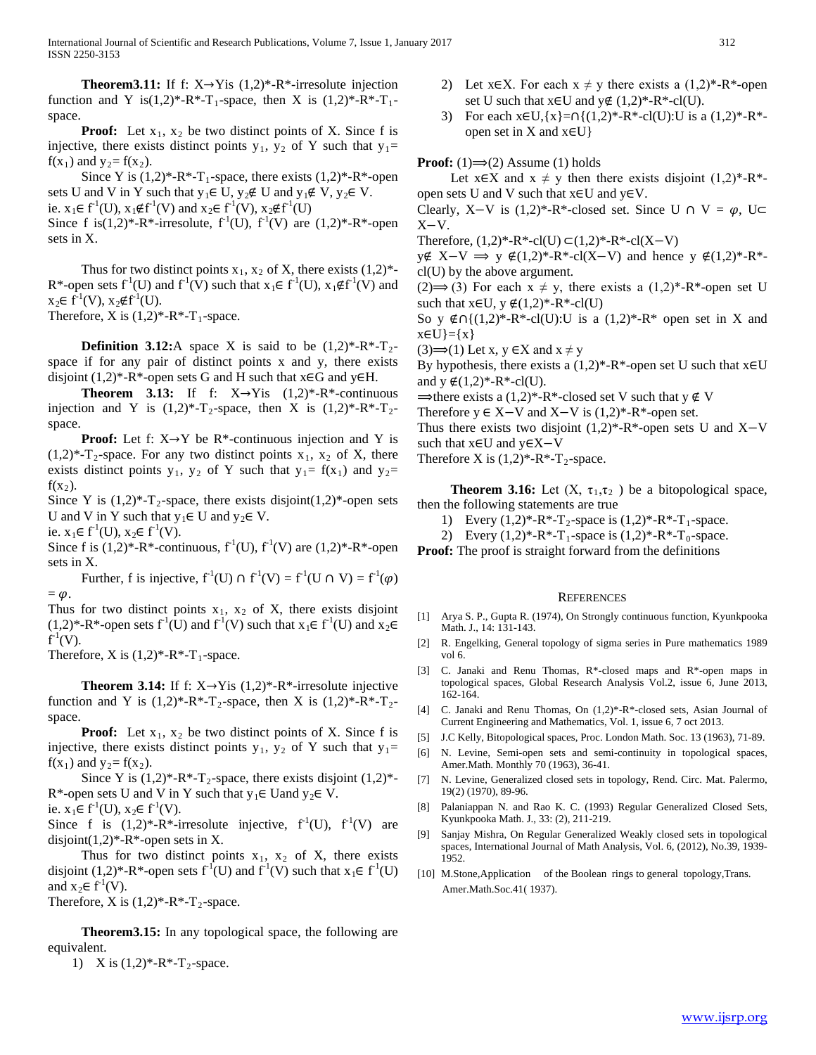**Theorem3.11:** If f: $X \rightarrow Y$is $(1,2)^*$-R*-irresolute injection function and Y is$(1,2)^*$-R*-$T_1$-space, then X is $(1,2)^*$-R*-$T_1$-space.

**Proof:** Let $x_1$, $x_2$ be two distinct points of X. Since f is injective, there exists distinct points $y_1$, $y_2$ of Y such that $y_1 = f(x_1)$ and $y_2 = f(x_2)$.

Since Y is $(1,2)^*$-R*-$T_1$-space, there exists $(1,2)^*$-R*-open sets U and V in Y such that $y_1 \in U$, $y_2 \notin U$ and $y_1 \notin V$, $y_2 \in V$.

ie. $x_1 \in f^{-1}(U)$, $x_1 \notin f^{-1}(V)$ and $x_2 \in f^{-1}(V)$, $x_2 \notin f^{-1}(U)$

Since f is$(1,2)^*$-R*-irresolute, $f^{-1}(U)$, $f^{-1}(V)$ are $(1,2)^*$-R*-open sets in X.

Thus for two distinct points $x_1$, $x_2$ of X, there exists $(1,2)^*$-R*-open sets $f^{-1}(U)$ and $f^{-1}(V)$ such that $x_1 \in f^{-1}(U)$, $x_1 \notin f^{-1}(V)$ and $x_2 \in f^{-1}(V)$, $x_2 \notin f^{-1}(U)$.

Therefore, X is $(1,2)^*$-R*-$T_1$-space.

**Definition 3.12:**A space X is said to be $(1,2)^*$-R*-$T_2$-space if for any pair of distinct points x and y, there exists disjoint $(1,2)^*$-R*-open sets G and H such that $x \in G$ and $y \in H$.

**Theorem 3.13:** If f: $X \rightarrow Y$is $(1,2)^*$-R*-continuous injection and Y is $(1,2)^*$-$T_2$-space, then X is $(1,2)^*$-R*-$T_2$-space.

**Proof:** Let f: $X \rightarrow Y$ be R*-continuous injection and Y is $(1,2)^*$-$T_2$-space. For any two distinct points $x_1$, $x_2$ of X, there exists distinct points $y_1$, $y_2$ of Y such that $y_1 = f(x_1)$ and $y_2 = f(x_2)$.

Since Y is $(1,2)^*$-$T_2$-space, there exists disjoint$(1,2)^*$-open sets U and V in Y such that $y_1 \in U$ and $y_2 \in V$.

ie. $x_1 \in f^{-1}(U)$, $x_2 \in f^{-1}(V)$.

Since f is $(1,2)^*$-R*-continuous, $f^{-1}(U)$, $f^{-1}(V)$ are $(1,2)^*$-R*-open sets in X.

Further, f is injective, $f^{-1}(U) \cap f^{-1}(V) = f^{-1}(U \cap V) = f^{-1}(\varphi) = \varphi$.

Thus for two distinct points $x_1$, $x_2$ of X, there exists disjoint $(1,2)^*$-R*-open sets $f^{-1}(U)$ and $f^{-1}(V)$ such that $x_1 \in f^{-1}(U)$ and $x_2 \in f^{-1}(V)$.

Therefore, X is $(1,2)^*$-R*-$T_1$-space.

**Theorem 3.14:** If f: $X \rightarrow Y$is $(1,2)^*$-R*-irresolute injective function and Y is $(1,2)^*$-R*-$T_2$-space, then X is $(1,2)^*$-R*-$T_2$-space.

**Proof:** Let $x_1$, $x_2$ be two distinct points of X. Since f is injective, there exists distinct points $y_1$, $y_2$ of Y such that $y_1 = f(x_1)$ and $y_2 = f(x_2)$.

Since Y is $(1,2)^*$-R*-$T_2$-space, there exists disjoint $(1,2)^*$-R*-open sets U and V in Y such that $y_1 \in U$and $y_2 \in V$.

ie. $x_1 \in f^{-1}(U)$, $x_2 \in f^{-1}(V)$.

Since f is $(1,2)^*$-R*-irresolute injective, $f^{-1}(U)$, $f^{-1}(V)$ are disjoint$(1,2)^*$-R*-open sets in X.

Thus for two distinct points $x_1$, $x_2$ of X, there exists disjoint $(1,2)^*$-R*-open sets $f^{-1}(U)$ and $f^{-1}(V)$ such that $x_1 \in f^{-1}(U)$ and $x_2 \in f^{-1}(V)$.

Therefore, X is $(1,2)^*$-R*-$T_2$-space.

**Theorem3.15:** In any topological space, the following are equivalent.

1) X is $(1,2)^*$-R*-$T_2$-space.
2) Let $x \in X$. For each $x \neq y$ there exists a $(1,2)^*$-R*-open set U such that $x \in U$ and $y \notin (1,2)^*$-R*-cl(U).
3) For each $x \in U, \{x\} = \cap\{(1,2)^*$-R*-cl(U):U is a $(1,2)^*$-R*-open set in X and $x \in U\}$

**Proof:** (1)$\Longrightarrow$(2) Assume (1) holds

Let $x \in X$ and $x \neq y$ then there exists disjoint $(1,2)^*$-R*-open sets U and V such that $x \in U$ and $y \in V$.

Clearly, $X - V$ is $(1,2)^*$-R*-closed set. Since $U \cap V = \varphi$, $U \subset X - V$.

Therefore, $(1,2)^*$-R*-cl(U) $\subset (1,2)^*$-R*-cl($X - V$)

$y \notin X - V \Longrightarrow y \notin (1,2)^*$-R*-cl($X - V$) and hence $y \notin (1,2)^*$-R*-cl(U) by the above argument.

(2)$\Longrightarrow$ (3) For each $x \neq y$, there exists a $(1,2)^*$-R*-open set U such that $x \in U$, $y \notin (1,2)^*$-R*-cl(U)

So $y \notin \cap\{(1,2)^*$-R*-cl(U):U is a $(1,2)^*$-R* open set in X and $x \in U\} = \{x\}$

(3)$\Longrightarrow$(1) Let x, $y \in X$ and $x \neq y$

By hypothesis, there exists a $(1,2)^*$-R*-open set U such that $x \in U$ and $y \notin (1,2)^*$-R*-cl(U).

$\Longrightarrow$there exists a $(1,2)^*$-R*-closed set V such that $y \notin V$

Therefore $y \in X - V$ and $X - V$ is $(1,2)^*$-R*-open set.

Thus there exists two disjoint $(1,2)^*$-R*-open sets U and $X - V$ such that $x \in U$ and $y \in X - V$

Therefore X is $(1,2)^*$-R*-$T_2$-space.

**Theorem 3.16:** Let $(X, \tau_1, \tau_2)$ be a bitopological space, then the following statements are true

1) Every $(1,2)^*$-R*-$T_2$-space is $(1,2)^*$-R*-$T_1$-space.
2) Every $(1,2)^*$-R*-$T_1$-space is $(1,2)^*$-R*-$T_0$-space.

**Proof:** The proof is straight forward from the definitions

## References

[1] Arya S. P., Gupta R. (1974), On Strongly continuous function, Kyunkpooka Math. J., 14: 131-143.

[2] R. Engelking, General topology of sigma series in Pure mathematics 1989 vol 6.

[3] C. Janaki and Renu Thomas, R*-closed maps and R*-open maps in topological spaces, Global Research Analysis Vol.2, issue 6, June 2013, 162-164.

[4] C. Janaki and Renu Thomas, On (1,2)*-R*-closed sets, Asian Journal of Current Engineering and Mathematics, Vol. 1, issue 6, 7 oct 2013.

[5] J.C Kelly, Bitopological spaces, Proc. London Math. Soc. 13 (1963), 71-89.

[6] N. Levine, Semi-open sets and semi-continuity in topological spaces, Amer.Math. Monthly 70 (1963), 36-41.

[7] N. Levine, Generalized closed sets in topology, Rend. Circ. Mat. Palermo, 19(2) (1970), 89-96.

[8] Palaniappan N. and Rao K. C. (1993) Regular Generalized Closed Sets, Kyunkpooka Math. J., 33: (2), 211-219.

[9] Sanjay Mishra, On Regular Generalized Weakly closed sets in topological spaces, International Journal of Math Analysis, Vol. 6, (2012), No.39, 1939-1952.

[10] M.Stone,Application of the Boolean rings to general topology,Trans. Amer.Math.Soc.41( 1937).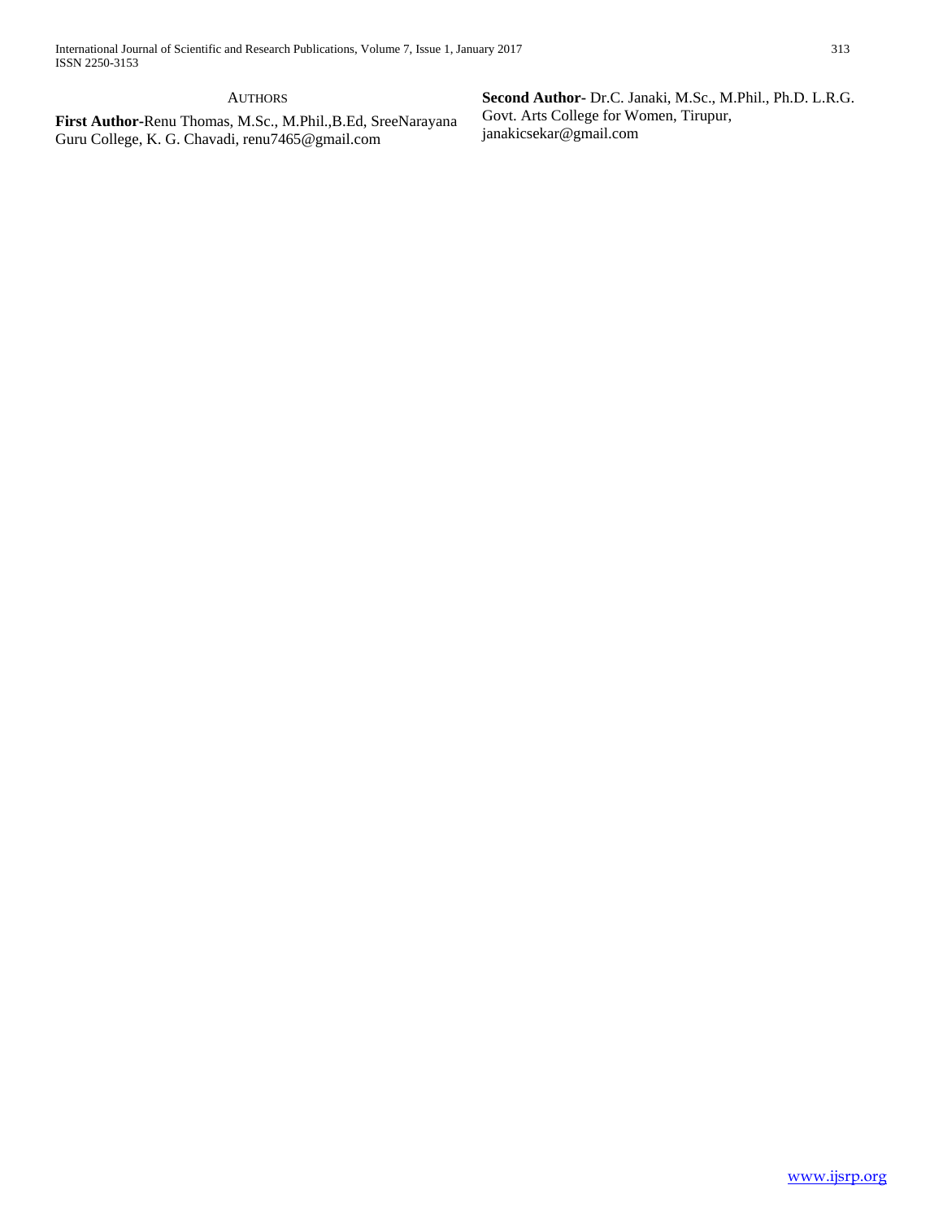## AUTHORS

**First Author**-Renu Thomas, M.Sc., M.Phil.,B.Ed, SreeNarayana Guru College, K. G. Chavadi, renu7465@gmail.com

**Second Author**- Dr.C. Janaki, M.Sc., M.Phil., Ph.D. L.R.G. Govt. Arts College for Women, Tirupur, janakicsekar@gmail.com